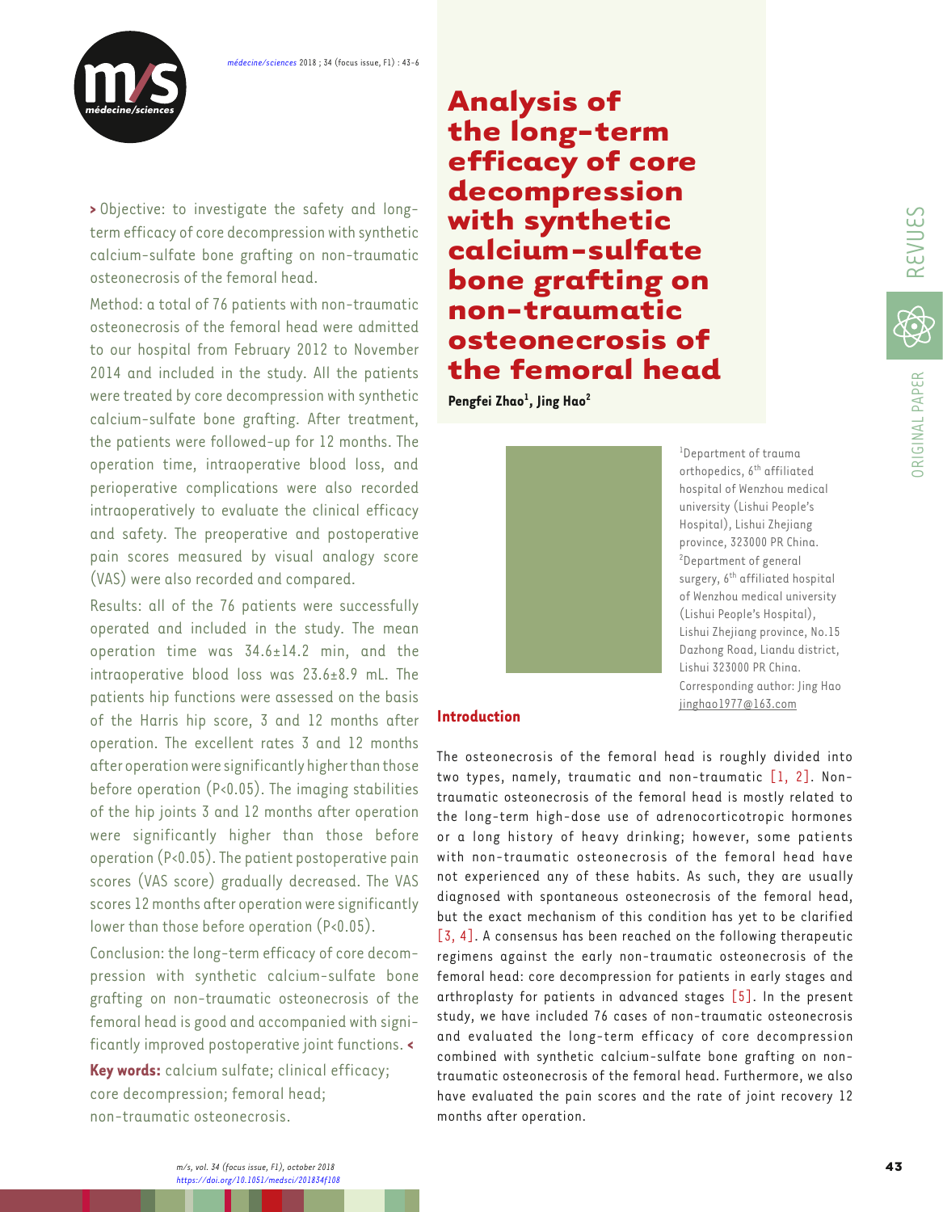# Analysis of the long-term efficacy of core decompression with synthetic calcium-sulfate bone grafting on non-traumatic osteonecrosis of the femoral head

**Pengfei Zhao[1], Jing Hao[2]**

[1]Department of trauma orthopedics, 6th affiliated hospital of Wenzhou medical university (Lishui People's Hospital), Lishui Zhejiang province, 323000 PR China.
[2]Department of general surgery, 6th affiliated hospital of Wenzhou medical university (Lishui People's Hospital), Lishui Zhejiang province, No.15 Dazhong Road, Liandu district, Lishui 323000 PR China.
Corresponding author: Jing Hao
jinghao1977@163.com

> Objective: to investigate the safety and long-term efficacy of core decompression with synthetic calcium-sulfate bone grafting on non-traumatic osteonecrosis of the femoral head.

Method: a total of 76 patients with non-traumatic osteonecrosis of the femoral head were admitted to our hospital from February 2012 to November 2014 and included in the study. All the patients were treated by core decompression with synthetic calcium-sulfate bone grafting. After treatment, the patients were followed-up for 12 months. The operation time, intraoperative blood loss, and perioperative complications were also recorded intraoperatively to evaluate the clinical efficacy and safety. The preoperative and postoperative pain scores measured by visual analogy score (VAS) were also recorded and compared.

Results: all of the 76 patients were successfully operated and included in the study. The mean operation time was 34.6±14.2 min, and the intraoperative blood loss was 23.6±8.9 mL. The patients hip functions were assessed on the basis of the Harris hip score, 3 and 12 months after operation. The excellent rates 3 and 12 months after operation were significantly higher than those before operation ($P<0.05$). The imaging stabilities of the hip joints 3 and 12 months after operation were significantly higher than those before operation ($P<0.05$). The patient postoperative pain scores (VAS score) gradually decreased. The VAS scores 12 months after operation were significantly lower than those before operation ($P<0.05$).

Conclusion: the long-term efficacy of core decompression with synthetic calcium-sulfate bone grafting on non-traumatic osteonecrosis of the femoral head is good and accompanied with significantly improved postoperative joint functions. <

**Key words:** calcium sulfate; clinical efficacy; core decompression; femoral head; non-traumatic osteonecrosis.

## Introduction

The osteonecrosis of the femoral head is roughly divided into two types, namely, traumatic and non-traumatic [1, 2]. Non-traumatic osteonecrosis of the femoral head is mostly related to the long-term high-dose use of adrenocorticotropic hormones or a long history of heavy drinking; however, some patients with non-traumatic osteonecrosis of the femoral head have not experienced any of these habits. As such, they are usually diagnosed with spontaneous osteonecrosis of the femoral head, but the exact mechanism of this condition has yet to be clarified [3, 4]. A consensus has been reached on the following therapeutic regimens against the early non-traumatic osteonecrosis of the femoral head: core decompression for patients in early stages and arthroplasty for patients in advanced stages [5]. In the present study, we have included 76 cases of non-traumatic osteonecrosis and evaluated the long-term efficacy of core decompression combined with synthetic calcium-sulfate bone grafting on non-traumatic osteonecrosis of the femoral head. Furthermore, we also have evaluated the pain scores and the rate of joint recovery 12 months after operation.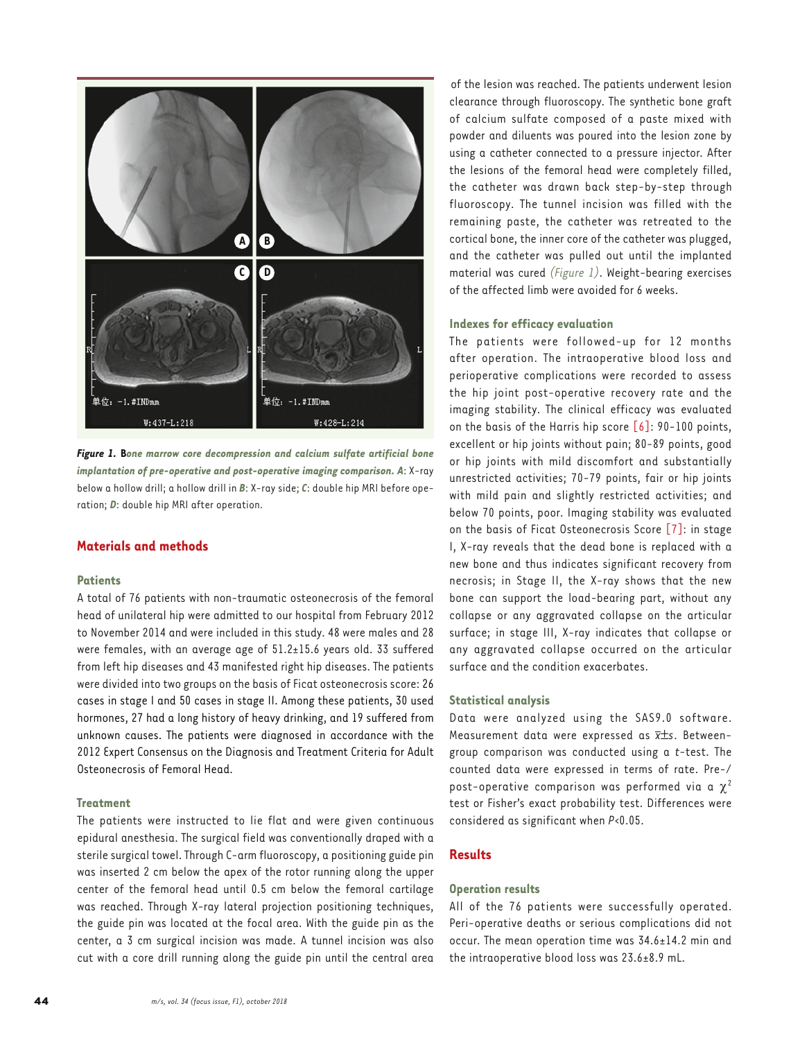**Figure 1.** **Bone marrow core decompression and calcium sulfate artificial bone implantation of pre-operative and post-operative imaging comparison. *A*:** X-ray below a hollow drill; a hollow drill in ***B***: X-ray side; ***C***: double hip MRI before operation; ***D***: double hip MRI after operation.

## Materials and methods

### Patients

A total of 76 patients with non-traumatic osteonecrosis of the femoral head of unilateral hip were admitted to our hospital from February 2012 to November 2014 and were included in this study. 48 were males and 28 were females, with an average age of 51.2±15.6 years old. 33 suffered from left hip diseases and 43 manifested right hip diseases. The patients were divided into two groups on the basis of Ficat osteonecrosis score: 26 cases in stage I and 50 cases in stage II. Among these patients, 30 used hormones, 27 had a long history of heavy drinking, and 19 suffered from unknown causes. The patients were diagnosed in accordance with the 2012 Expert Consensus on the Diagnosis and Treatment Criteria for Adult Osteonecrosis of Femoral Head.

### Treatment

The patients were instructed to lie flat and were given continuous epidural anesthesia. The surgical field was conventionally draped with a sterile surgical towel. Through C-arm fluoroscopy, a positioning guide pin was inserted 2 cm below the apex of the rotor running along the upper center of the femoral head until 0.5 cm below the femoral cartilage was reached. Through X-ray lateral projection positioning techniques, the guide pin was located at the focal area. With the guide pin as the center, a 3 cm surgical incision was made. A tunnel incision was also cut with a core drill running along the guide pin until the central area of the lesion was reached. The patients underwent lesion clearance through fluoroscopy. The synthetic bone graft of calcium sulfate composed of a paste mixed with powder and diluents was poured into the lesion zone by using a catheter connected to a pressure injector. After the lesions of the femoral head were completely filled, the catheter was drawn back step-by-step through fluoroscopy. The tunnel incision was filled with the remaining paste, the catheter was retreated to the cortical bone, the inner core of the catheter was plugged, and the catheter was pulled out until the implanted material was cured *(Figure 1)*. Weight-bearing exercises of the affected limb were avoided for 6 weeks.

### Indexes for efficacy evaluation

The patients were followed-up for 12 months after operation. The intraoperative blood loss and perioperative complications were recorded to assess the hip joint post-operative recovery rate and the imaging stability. The clinical efficacy was evaluated on the basis of the Harris hip score [6]: 90-100 points, excellent or hip joints without pain; 80-89 points, good or hip joints with mild discomfort and substantially unrestricted activities; 70-79 points, fair or hip joints with mild pain and slightly restricted activities; and below 70 points, poor. Imaging stability was evaluated on the basis of Ficat Osteonecrosis Score [7]: in stage I, X-ray reveals that the dead bone is replaced with a new bone and thus indicates significant recovery from necrosis; in Stage II, the X-ray shows that the new bone can support the load-bearing part, without any collapse or any aggravated collapse on the articular surface; in stage III, X-ray indicates that collapse or any aggravated collapse occurred on the articular surface and the condition exacerbates.

### Statistical analysis

Data were analyzed using the SAS9.0 software. Measurement data were expressed as $\bar{x}\pm s$. Between-group comparison was conducted using a *t*-test. The counted data were expressed in terms of rate. Pre-/post-operative comparison was performed via a $\chi^2$ test or Fisher's exact probability test. Differences were considered as significant when $P<0.05$.

## Results

### Operation results

All of the 76 patients were successfully operated. Peri-operative deaths or serious complications did not occur. The mean operation time was 34.6±14.2 min and the intraoperative blood loss was 23.6±8.9 mL.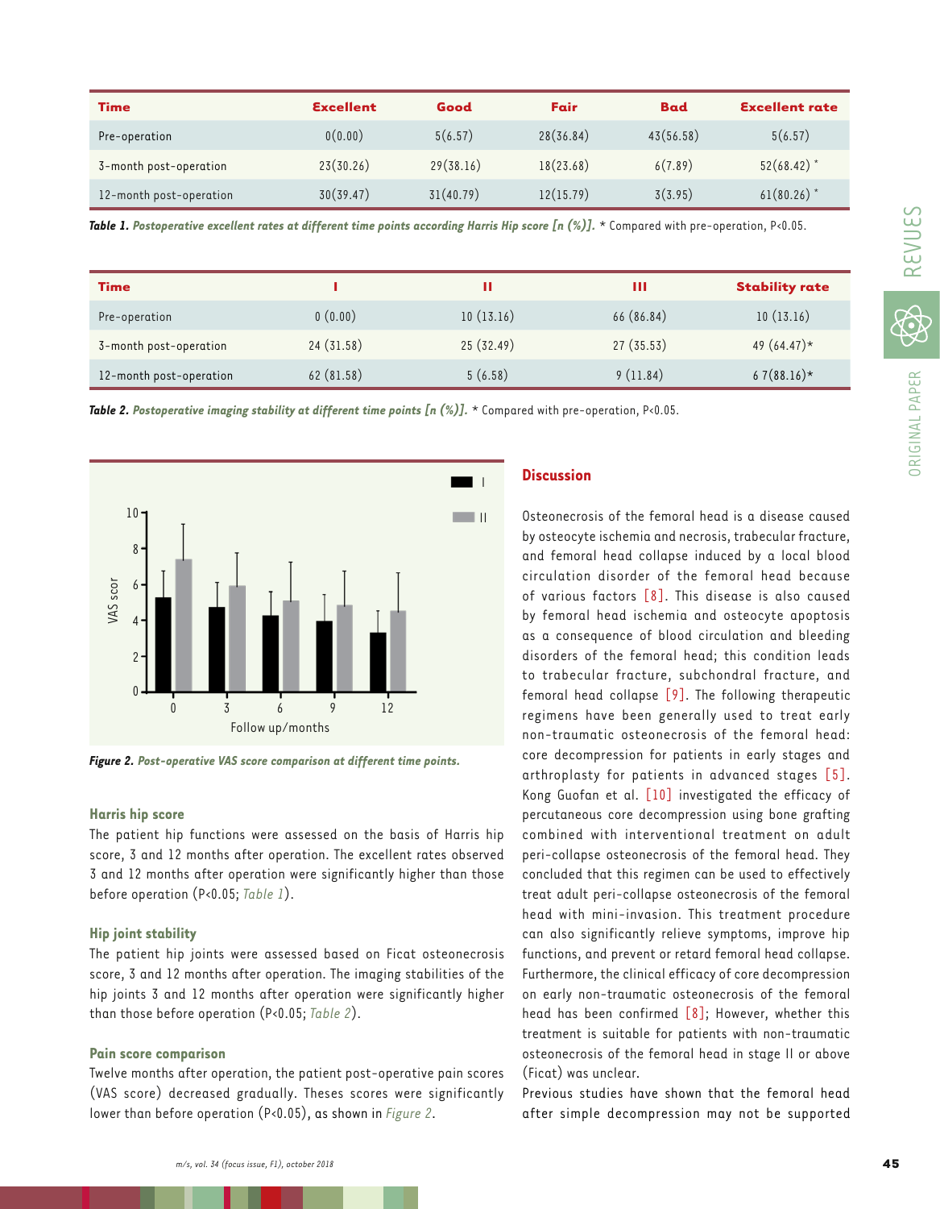| Time | Excellent | Good | Fair | Bad | Excellent rate |
|---|---|---|---|---|---|
| Pre-operation | 0(0.00) | 5(6.57) | 28(36.84) | 43(56.58) | 5(6.57) |
| 3-month post-operation | 23(30.26) | 29(38.16) | 18(23.68) | 6(7.89) | 52(68.42) * |
| 12-month post-operation | 30(39.47) | 31(40.79) | 12(15.79) | 3(3.95) | 61(80.26) * |

***Table 1.*** ***Postoperative excellent rates at different time points according Harris Hip score [n (%)].*** * Compared with pre-operation, P<0.05.

| Time | I | II | III | Stability rate |
|---|---|---|---|---|
| Pre-operation | 0 (0.00) | 10 (13.16) | 66 (86.84) | 10 (13.16) |
| 3-month post-operation | 24 (31.58) | 25 (32.49) | 27 (35.53) | 49 (64.47)* |
| 12-month post-operation | 62 (81.58) | 5 (6.58) | 9 (11.84) | 6 7(88.16)* |

***Table 2.*** ***Postoperative imaging stability at different time points [n (%)].*** * Compared with pre-operation, P<0.05.

***Figure 2.*** ***Post-operative VAS score comparison at different time points.***

### Harris hip score

The patient hip functions were assessed on the basis of Harris hip score, 3 and 12 months after operation. The excellent rates observed 3 and 12 months after operation were significantly higher than those before operation (P<0.05; *Table 1*).

### Hip joint stability

The patient hip joints were assessed based on Ficat osteonecrosis score, 3 and 12 months after operation. The imaging stabilities of the hip joints 3 and 12 months after operation were significantly higher than those before operation (P<0.05; *Table 2*).

### Pain score comparison

Twelve months after operation, the patient post-operative pain scores (VAS score) decreased gradually. Theses scores were significantly lower than before operation (P<0.05), as shown in *Figure 2*.

## Discussion

Osteonecrosis of the femoral head is a disease caused by osteocyte ischemia and necrosis, trabecular fracture, and femoral head collapse induced by a local blood circulation disorder of the femoral head because of various factors [8]. This disease is also caused by femoral head ischemia and osteocyte apoptosis as a consequence of blood circulation and bleeding disorders of the femoral head; this condition leads to trabecular fracture, subchondral fracture, and femoral head collapse [9]. The following therapeutic regimens have been generally used to treat early non-traumatic osteonecrosis of the femoral head: core decompression for patients in early stages and arthroplasty for patients in advanced stages [5]. Kong Guofan et al. [10] investigated the efficacy of percutaneous core decompression using bone grafting combined with interventional treatment on adult peri-collapse osteonecrosis of the femoral head. They concluded that this regimen can be used to effectively treat adult peri-collapse osteonecrosis of the femoral head with mini-invasion. This treatment procedure can also significantly relieve symptoms, improve hip functions, and prevent or retard femoral head collapse. Furthermore, the clinical efficacy of core decompression on early non-traumatic osteonecrosis of the femoral head has been confirmed [8]; However, whether this treatment is suitable for patients with non-traumatic osteonecrosis of the femoral head in stage II or above (Ficat) was unclear.

Previous studies have shown that the femoral head after simple decompression may not be supported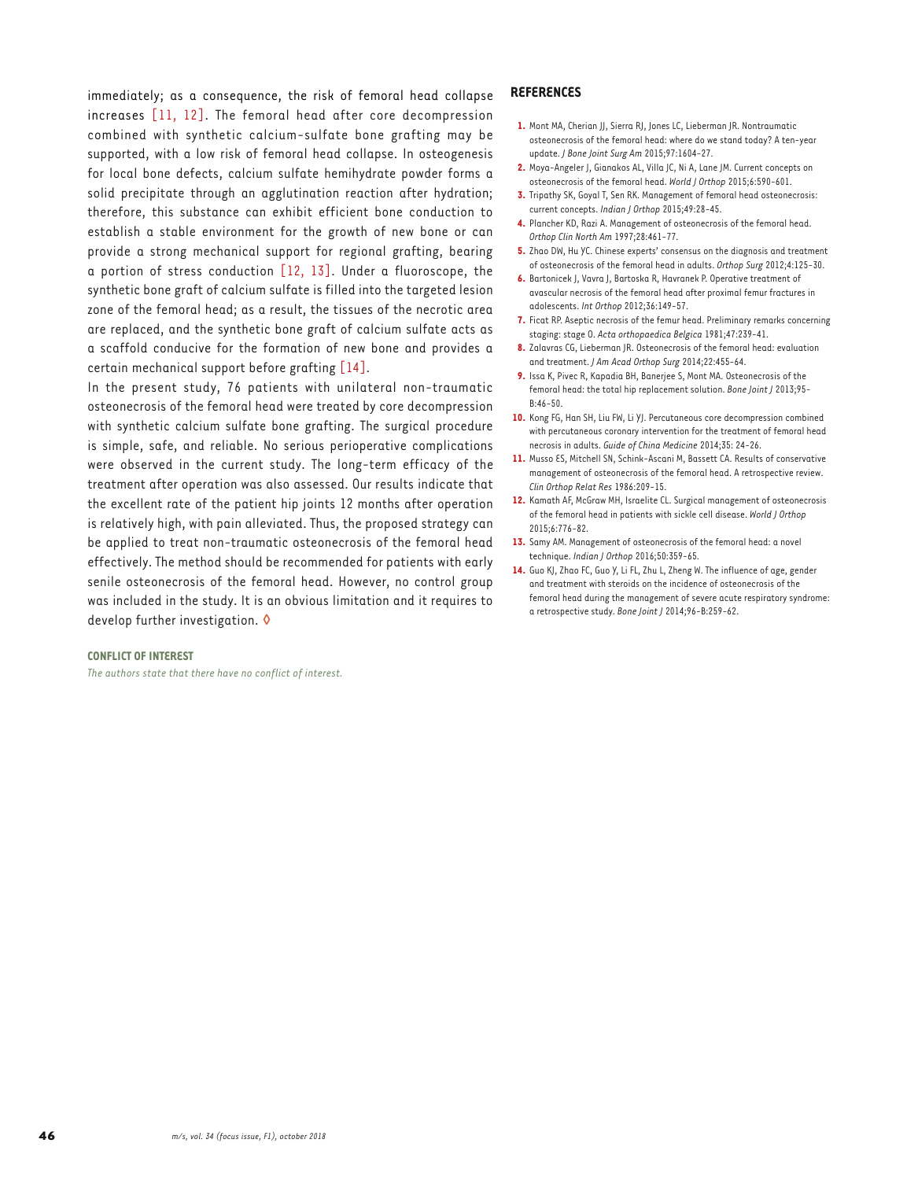immediately; as a consequence, the risk of femoral head collapse increases [11, 12]. The femoral head after core decompression combined with synthetic calcium-sulfate bone grafting may be supported, with a low risk of femoral head collapse. In osteogenesis for local bone defects, calcium sulfate hemihydrate powder forms a solid precipitate through an agglutination reaction after hydration; therefore, this substance can exhibit efficient bone conduction to establish a stable environment for the growth of new bone or can provide a strong mechanical support for regional grafting, bearing a portion of stress conduction [12, 13]. Under a fluoroscope, the synthetic bone graft of calcium sulfate is filled into the targeted lesion zone of the femoral head; as a result, the tissues of the necrotic area are replaced, and the synthetic bone graft of calcium sulfate acts as a scaffold conducive for the formation of new bone and provides a certain mechanical support before grafting [14].

In the present study, 76 patients with unilateral non-traumatic osteonecrosis of the femoral head were treated by core decompression with synthetic calcium sulfate bone grafting. The surgical procedure is simple, safe, and reliable. No serious perioperative complications were observed in the current study. The long-term efficacy of the treatment after operation was also assessed. Our results indicate that the excellent rate of the patient hip joints 12 months after operation is relatively high, with pain alleviated. Thus, the proposed strategy can be applied to treat non-traumatic osteonecrosis of the femoral head effectively. The method should be recommended for patients with early senile osteonecrosis of the femoral head. However, no control group was included in the study. It is an obvious limitation and it requires to develop further investigation. ◊

**CONFLICT OF INTEREST**

*The authors state that there have no conflict of interest.*

## REFERENCES

1. Mont MA, Cherian JJ, Sierra RJ, Jones LC, Lieberman JR. Nontraumatic osteonecrosis of the femoral head: where do we stand today? A ten-year update. *J Bone Joint Surg Am* 2015;97:1604-27.
2. Moya-Angeler J, Gianakos AL, Villa JC, Ni A, Lane JM. Current concepts on osteonecrosis of the femoral head. *World J Orthop* 2015;6:590-601.
3. Tripathy SK, Goyal T, Sen RK. Management of femoral head osteonecrosis: current concepts. *Indian J Orthop* 2015;49:28-45.
4. Plancher KD, Razi A. Management of osteonecrosis of the femoral head. *Orthop Clin North Am* 1997;28:461-77.
5. Zhao DW, Hu YC. Chinese experts' consensus on the diagnosis and treatment of osteonecrosis of the femoral head in adults. *Orthop Surg* 2012;4:125-30.
6. Bartonicek J, Vavra J, Bartoska R, Havranek P. Operative treatment of avascular necrosis of the femoral head after proximal femur fractures in adolescents. *Int Orthop* 2012;36:149-57.
7. Ficat RP. Aseptic necrosis of the femur head. Preliminary remarks concerning staging: stage 0. *Acta orthopaedica Belgica* 1981;47:239-41.
8. Zalavras CG, Lieberman JR. Osteonecrosis of the femoral head: evaluation and treatment. *J Am Acad Orthop Surg* 2014;22:455-64.
9. Issa K, Pivec R, Kapadia BH, Banerjee S, Mont MA. Osteonecrosis of the femoral head: the total hip replacement solution. *Bone Joint J* 2013;95-B:46-50.
10. Kong FG, Han SH, Liu FW, Li YJ. Percutaneous core decompression combined with percutaneous coronary intervention for the treatment of femoral head necrosis in adults. *Guide of China Medicine* 2014;35: 24-26.
11. Musso ES, Mitchell SN, Schink-Ascani M, Bassett CA. Results of conservative management of osteonecrosis of the femoral head. A retrospective review. *Clin Orthop Relat Res* 1986:209-15.
12. Kamath AF, McGraw MH, Israelite CL. Surgical management of osteonecrosis of the femoral head in patients with sickle cell disease. *World J Orthop* 2015;6:776-82.
13. Samy AM. Management of osteonecrosis of the femoral head: a novel technique. *Indian J Orthop* 2016;50:359-65.
14. Guo KJ, Zhao FC, Guo Y, Li FL, Zhu L, Zheng W. The influence of age, gender and treatment with steroids on the incidence of osteonecrosis of the femoral head during the management of severe acute respiratory syndrome: a retrospective study. *Bone Joint J* 2014;96-B:259-62.